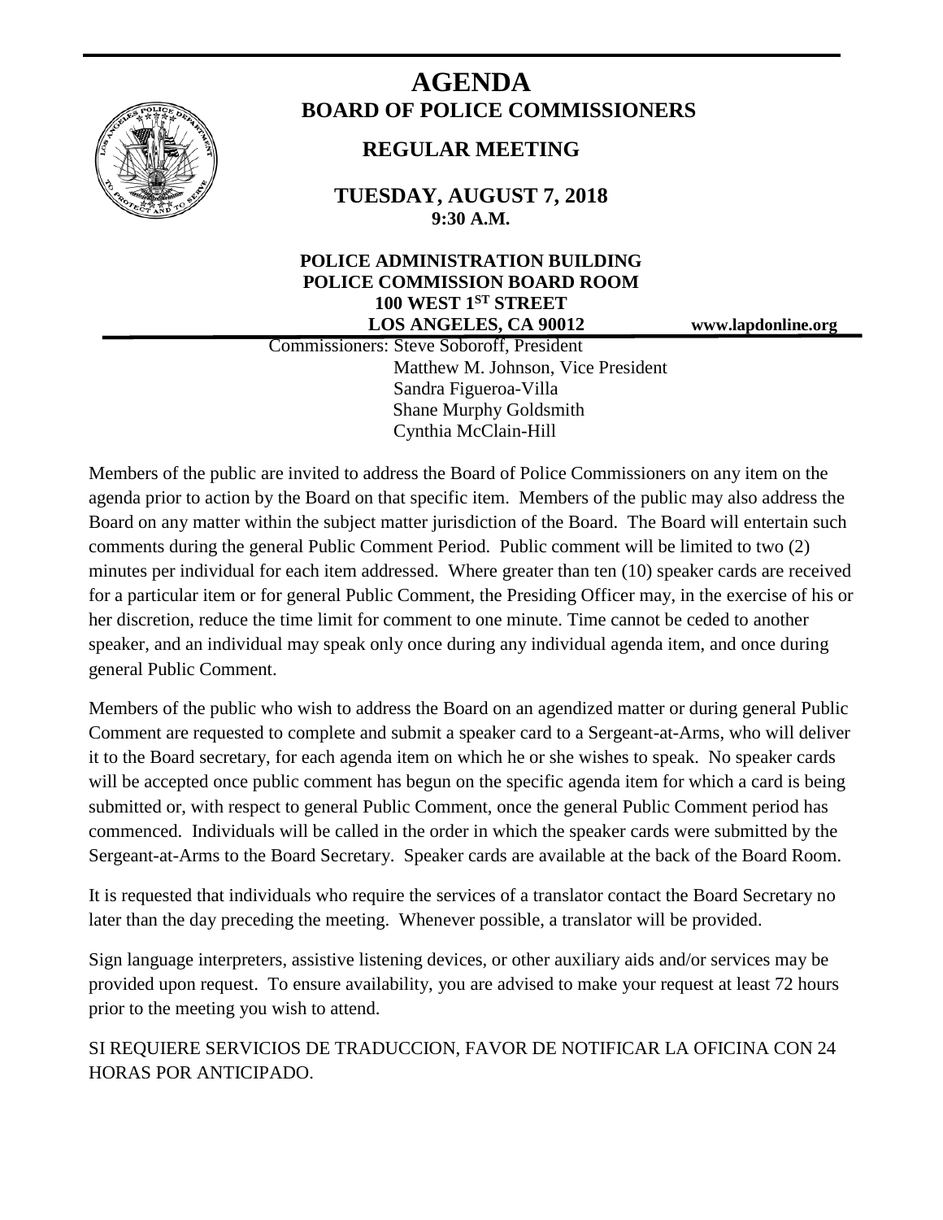# AGENDA

## BOARD OF POLICE COMMISSIONERS

### REGULAR MEETING

**TUESDAY, AUGUST 7, 2018**
**9:30 A.M.**

**POLICE ADMINISTRATION BUILDING**
**POLICE COMMISSION BOARD ROOM**
**100 WEST 1ST STREET**
**LOS ANGELES, CA 90012**

**www.lapdonline.org**

Commissioners: Steve Soboroff, President
Matthew M. Johnson, Vice President
Sandra Figueroa-Villa
Shane Murphy Goldsmith
Cynthia McClain-Hill

Members of the public are invited to address the Board of Police Commissioners on any item on the agenda prior to action by the Board on that specific item. Members of the public may also address the Board on any matter within the subject matter jurisdiction of the Board. The Board will entertain such comments during the general Public Comment Period. Public comment will be limited to two (2) minutes per individual for each item addressed. Where greater than ten (10) speaker cards are received for a particular item or for general Public Comment, the Presiding Officer may, in the exercise of his or her discretion, reduce the time limit for comment to one minute. Time cannot be ceded to another speaker, and an individual may speak only once during any individual agenda item, and once during general Public Comment.

Members of the public who wish to address the Board on an agendized matter or during general Public Comment are requested to complete and submit a speaker card to a Sergeant-at-Arms, who will deliver it to the Board secretary, for each agenda item on which he or she wishes to speak. No speaker cards will be accepted once public comment has begun on the specific agenda item for which a card is being submitted or, with respect to general Public Comment, once the general Public Comment period has commenced. Individuals will be called in the order in which the speaker cards were submitted by the Sergeant-at-Arms to the Board Secretary. Speaker cards are available at the back of the Board Room.

It is requested that individuals who require the services of a translator contact the Board Secretary no later than the day preceding the meeting. Whenever possible, a translator will be provided.

Sign language interpreters, assistive listening devices, or other auxiliary aids and/or services may be provided upon request. To ensure availability, you are advised to make your request at least 72 hours prior to the meeting you wish to attend.

SI REQUIERE SERVICIOS DE TRADUCCION, FAVOR DE NOTIFICAR LA OFICINA CON 24 HORAS POR ANTICIPADO.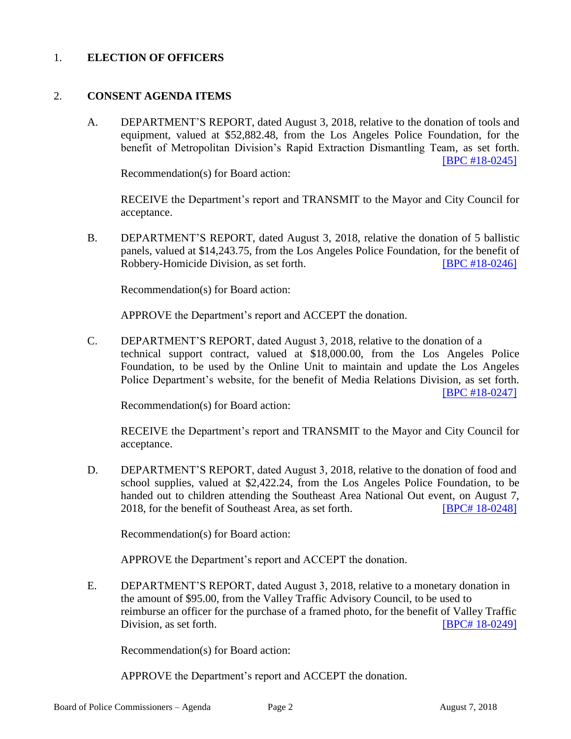1. **ELECTION OF OFFICERS**

2. **CONSENT AGENDA ITEMS**

   A. DEPARTMENT'S REPORT, dated August 3, 2018, relative to the donation of tools and equipment, valued at $52,882.48, from the Los Angeles Police Foundation, for the benefit of Metropolitan Division's Rapid Extraction Dismantling Team, as set forth. [BPC #18-0245]

   Recommendation(s) for Board action:

   RECEIVE the Department's report and TRANSMIT to the Mayor and City Council for acceptance.

   B. DEPARTMENT'S REPORT, dated August 3, 2018, relative the donation of 5 ballistic panels, valued at $14,243.75, from the Los Angeles Police Foundation, for the benefit of Robbery-Homicide Division, as set forth. [BPC #18-0246]

   Recommendation(s) for Board action:

   APPROVE the Department's report and ACCEPT the donation.

   C. DEPARTMENT'S REPORT, dated August 3, 2018, relative to the donation of a technical support contract, valued at $18,000.00, from the Los Angeles Police Foundation, to be used by the Online Unit to maintain and update the Los Angeles Police Department's website, for the benefit of Media Relations Division, as set forth. [BPC #18-0247]

   Recommendation(s) for Board action:

   RECEIVE the Department's report and TRANSMIT to the Mayor and City Council for acceptance.

   D. DEPARTMENT'S REPORT, dated August 3, 2018, relative to the donation of food and school supplies, valued at $2,422.24, from the Los Angeles Police Foundation, to be handed out to children attending the Southeast Area National Out event, on August 7, 2018, for the benefit of Southeast Area, as set forth. [BPC# 18-0248]

   Recommendation(s) for Board action:

   APPROVE the Department's report and ACCEPT the donation.

   E. DEPARTMENT'S REPORT, dated August 3, 2018, relative to a monetary donation in the amount of $95.00, from the Valley Traffic Advisory Council, to be used to reimburse an officer for the purchase of a framed photo, for the benefit of Valley Traffic Division, as set forth. [BPC# 18-0249]

   Recommendation(s) for Board action:

   APPROVE the Department's report and ACCEPT the donation.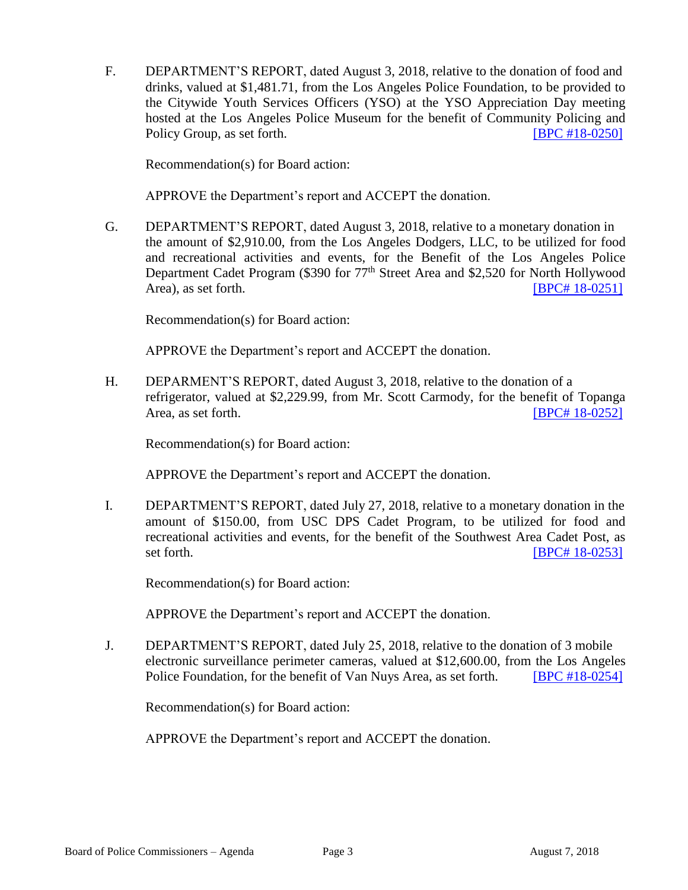F. DEPARTMENT'S REPORT, dated August 3, 2018, relative to the donation of food and drinks, valued at $1,481.71, from the Los Angeles Police Foundation, to be provided to the Citywide Youth Services Officers (YSO) at the YSO Appreciation Day meeting hosted at the Los Angeles Police Museum for the benefit of Community Policing and Policy Group, as set forth. [BPC #18-0250]

Recommendation(s) for Board action:

APPROVE the Department's report and ACCEPT the donation.

G. DEPARTMENT'S REPORT, dated August 3, 2018, relative to a monetary donation in the amount of $2,910.00, from the Los Angeles Dodgers, LLC, to be utilized for food and recreational activities and events, for the Benefit of the Los Angeles Police Department Cadet Program ($390 for 77th Street Area and $2,520 for North Hollywood Area), as set forth. [BPC# 18-0251]

Recommendation(s) for Board action:

APPROVE the Department's report and ACCEPT the donation.

H. DEPARMENT'S REPORT, dated August 3, 2018, relative to the donation of a refrigerator, valued at $2,229.99, from Mr. Scott Carmody, for the benefit of Topanga Area, as set forth. [BPC# 18-0252]

Recommendation(s) for Board action:

APPROVE the Department's report and ACCEPT the donation.

I. DEPARTMENT'S REPORT, dated July 27, 2018, relative to a monetary donation in the amount of $150.00, from USC DPS Cadet Program, to be utilized for food and recreational activities and events, for the benefit of the Southwest Area Cadet Post, as set forth. [BPC# 18-0253]

Recommendation(s) for Board action:

APPROVE the Department's report and ACCEPT the donation.

J. DEPARTMENT'S REPORT, dated July 25, 2018, relative to the donation of 3 mobile electronic surveillance perimeter cameras, valued at $12,600.00, from the Los Angeles Police Foundation, for the benefit of Van Nuys Area, as set forth. [BPC #18-0254]

Recommendation(s) for Board action:

APPROVE the Department's report and ACCEPT the donation.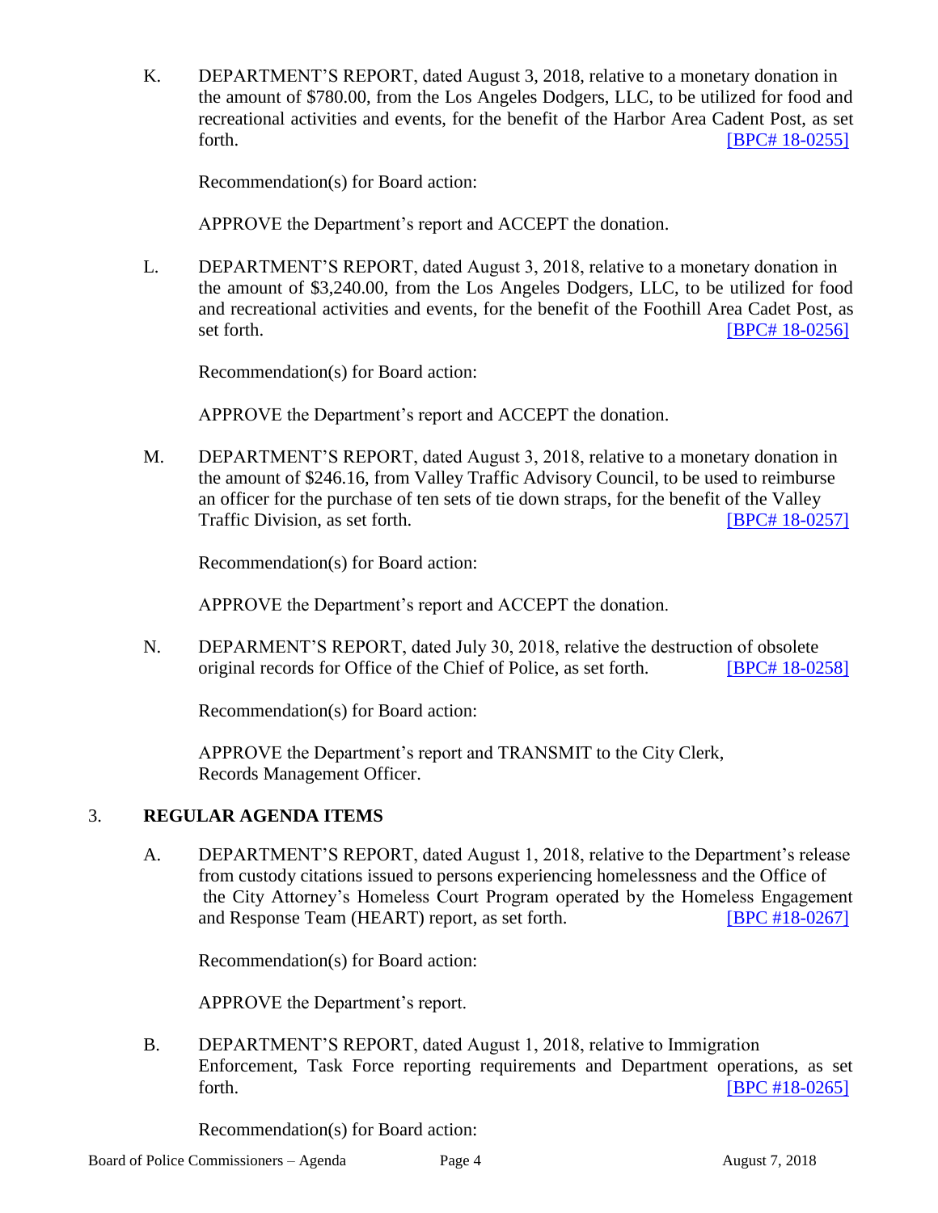K. DEPARTMENT'S REPORT, dated August 3, 2018, relative to a monetary donation in the amount of $780.00, from the Los Angeles Dodgers, LLC, to be utilized for food and recreational activities and events, for the benefit of the Harbor Area Cadent Post, as set forth. [BPC# 18-0255]

Recommendation(s) for Board action:

APPROVE the Department's report and ACCEPT the donation.

L. DEPARTMENT'S REPORT, dated August 3, 2018, relative to a monetary donation in the amount of $3,240.00, from the Los Angeles Dodgers, LLC, to be utilized for food and recreational activities and events, for the benefit of the Foothill Area Cadet Post, as set forth. [BPC# 18-0256]

Recommendation(s) for Board action:

APPROVE the Department's report and ACCEPT the donation.

M. DEPARTMENT'S REPORT, dated August 3, 2018, relative to a monetary donation in the amount of $246.16, from Valley Traffic Advisory Council, to be used to reimburse an officer for the purchase of ten sets of tie down straps, for the benefit of the Valley Traffic Division, as set forth. [BPC# 18-0257]

Recommendation(s) for Board action:

APPROVE the Department's report and ACCEPT the donation.

N. DEPARMENT'S REPORT, dated July 30, 2018, relative the destruction of obsolete original records for Office of the Chief of Police, as set forth. [BPC# 18-0258]

Recommendation(s) for Board action:

APPROVE the Department's report and TRANSMIT to the City Clerk, Records Management Officer.

## 3. REGULAR AGENDA ITEMS

A. DEPARTMENT'S REPORT, dated August 1, 2018, relative to the Department's release from custody citations issued to persons experiencing homelessness and the Office of the City Attorney's Homeless Court Program operated by the Homeless Engagement and Response Team (HEART) report, as set forth. [BPC #18-0267]

Recommendation(s) for Board action:

APPROVE the Department's report.

B. DEPARTMENT'S REPORT, dated August 1, 2018, relative to Immigration Enforcement, Task Force reporting requirements and Department operations, as set forth. [BPC #18-0265]

Recommendation(s) for Board action: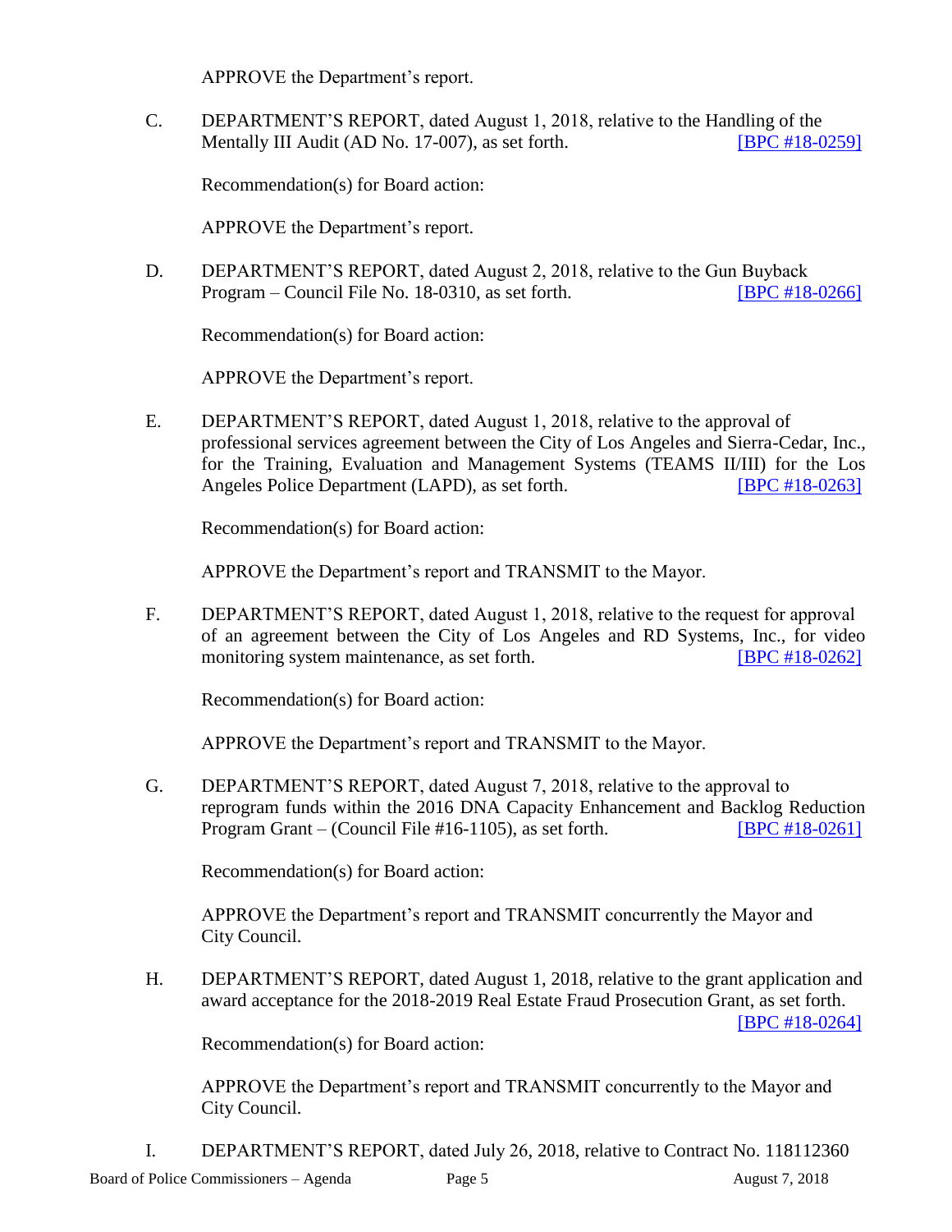APPROVE the Department's report.

C. DEPARTMENT'S REPORT, dated August 1, 2018, relative to the Handling of the Mentally Ill Audit (AD No. 17-007), as set forth. [BPC #18-0259]

Recommendation(s) for Board action:

APPROVE the Department's report.

D. DEPARTMENT'S REPORT, dated August 2, 2018, relative to the Gun Buyback Program – Council File No. 18-0310, as set forth. [BPC #18-0266]

Recommendation(s) for Board action:

APPROVE the Department's report.

E. DEPARTMENT'S REPORT, dated August 1, 2018, relative to the approval of professional services agreement between the City of Los Angeles and Sierra-Cedar, Inc., for the Training, Evaluation and Management Systems (TEAMS II/III) for the Los Angeles Police Department (LAPD), as set forth. [BPC #18-0263]

Recommendation(s) for Board action:

APPROVE the Department's report and TRANSMIT to the Mayor.

F. DEPARTMENT'S REPORT, dated August 1, 2018, relative to the request for approval of an agreement between the City of Los Angeles and RD Systems, Inc., for video monitoring system maintenance, as set forth. [BPC #18-0262]

Recommendation(s) for Board action:

APPROVE the Department's report and TRANSMIT to the Mayor.

G. DEPARTMENT'S REPORT, dated August 7, 2018, relative to the approval to reprogram funds within the 2016 DNA Capacity Enhancement and Backlog Reduction Program Grant – (Council File #16-1105), as set forth. [BPC #18-0261]

Recommendation(s) for Board action:

APPROVE the Department's report and TRANSMIT concurrently the Mayor and City Council.

H. DEPARTMENT'S REPORT, dated August 1, 2018, relative to the grant application and award acceptance for the 2018-2019 Real Estate Fraud Prosecution Grant, as set forth. [BPC #18-0264]

Recommendation(s) for Board action:

APPROVE the Department's report and TRANSMIT concurrently to the Mayor and City Council.

I. DEPARTMENT'S REPORT, dated July 26, 2018, relative to Contract No. 118112360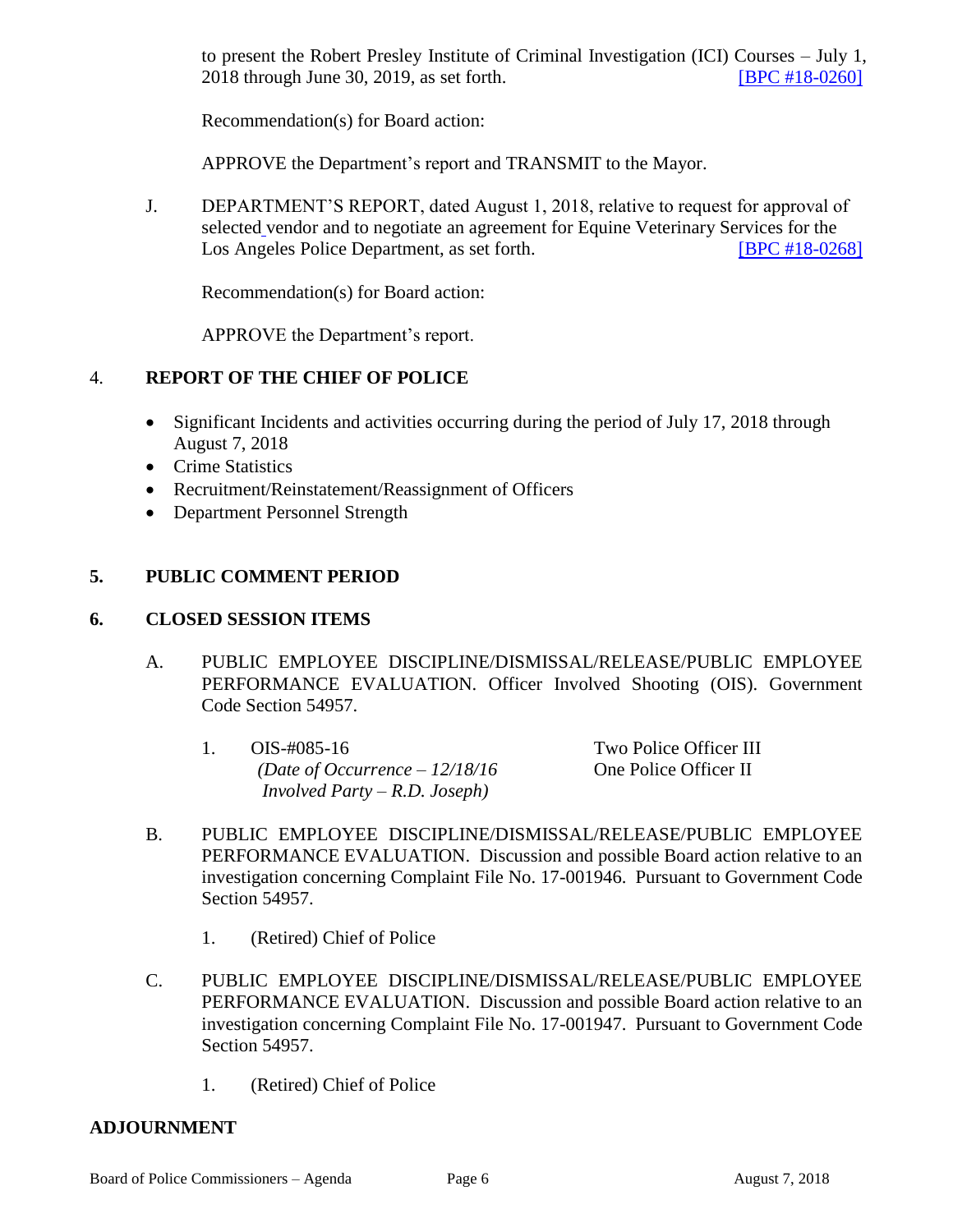to present the Robert Presley Institute of Criminal Investigation (ICI) Courses – July 1, 2018 through June 30, 2019, as set forth. [BPC #18-0260]

Recommendation(s) for Board action:

APPROVE the Department's report and TRANSMIT to the Mayor.

J. DEPARTMENT'S REPORT, dated August 1, 2018, relative to request for approval of selected vendor and to negotiate an agreement for Equine Veterinary Services for the Los Angeles Police Department, as set forth. [BPC #18-0268]

Recommendation(s) for Board action:

APPROVE the Department's report.

## 4. REPORT OF THE CHIEF OF POLICE

- Significant Incidents and activities occurring during the period of July 17, 2018 through August 7, 2018
- Crime Statistics
- Recruitment/Reinstatement/Reassignment of Officers
- Department Personnel Strength

## 5. PUBLIC COMMENT PERIOD

## 6. CLOSED SESSION ITEMS

A. PUBLIC EMPLOYEE DISCIPLINE/DISMISSAL/RELEASE/PUBLIC EMPLOYEE PERFORMANCE EVALUATION. Officer Involved Shooting (OIS). Government Code Section 54957.

1. OIS-#085-16 — Two Police Officer III, One Police Officer II
   *(Date of Occurrence – 12/18/16*
   *Involved Party – R.D. Joseph)*

B. PUBLIC EMPLOYEE DISCIPLINE/DISMISSAL/RELEASE/PUBLIC EMPLOYEE PERFORMANCE EVALUATION. Discussion and possible Board action relative to an investigation concerning Complaint File No. 17-001946. Pursuant to Government Code Section 54957.

1. (Retired) Chief of Police

C. PUBLIC EMPLOYEE DISCIPLINE/DISMISSAL/RELEASE/PUBLIC EMPLOYEE PERFORMANCE EVALUATION. Discussion and possible Board action relative to an investigation concerning Complaint File No. 17-001947. Pursuant to Government Code Section 54957.

1. (Retired) Chief of Police

## ADJOURNMENT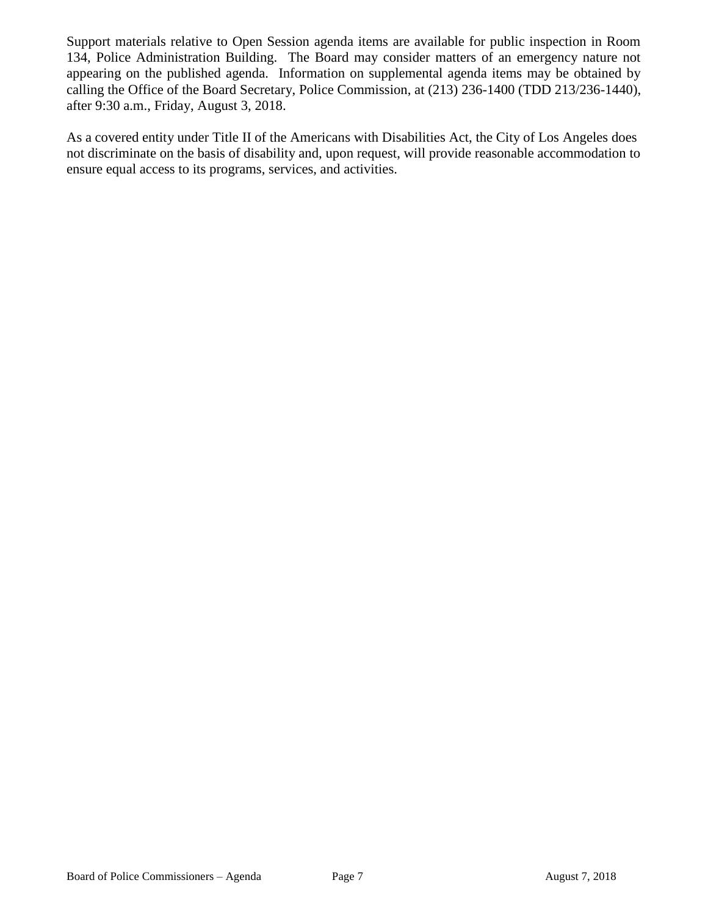Support materials relative to Open Session agenda items are available for public inspection in Room 134, Police Administration Building. The Board may consider matters of an emergency nature not appearing on the published agenda. Information on supplemental agenda items may be obtained by calling the Office of the Board Secretary, Police Commission, at (213) 236-1400 (TDD 213/236-1440), after 9:30 a.m., Friday, August 3, 2018.

As a covered entity under Title II of the Americans with Disabilities Act, the City of Los Angeles does not discriminate on the basis of disability and, upon request, will provide reasonable accommodation to ensure equal access to its programs, services, and activities.